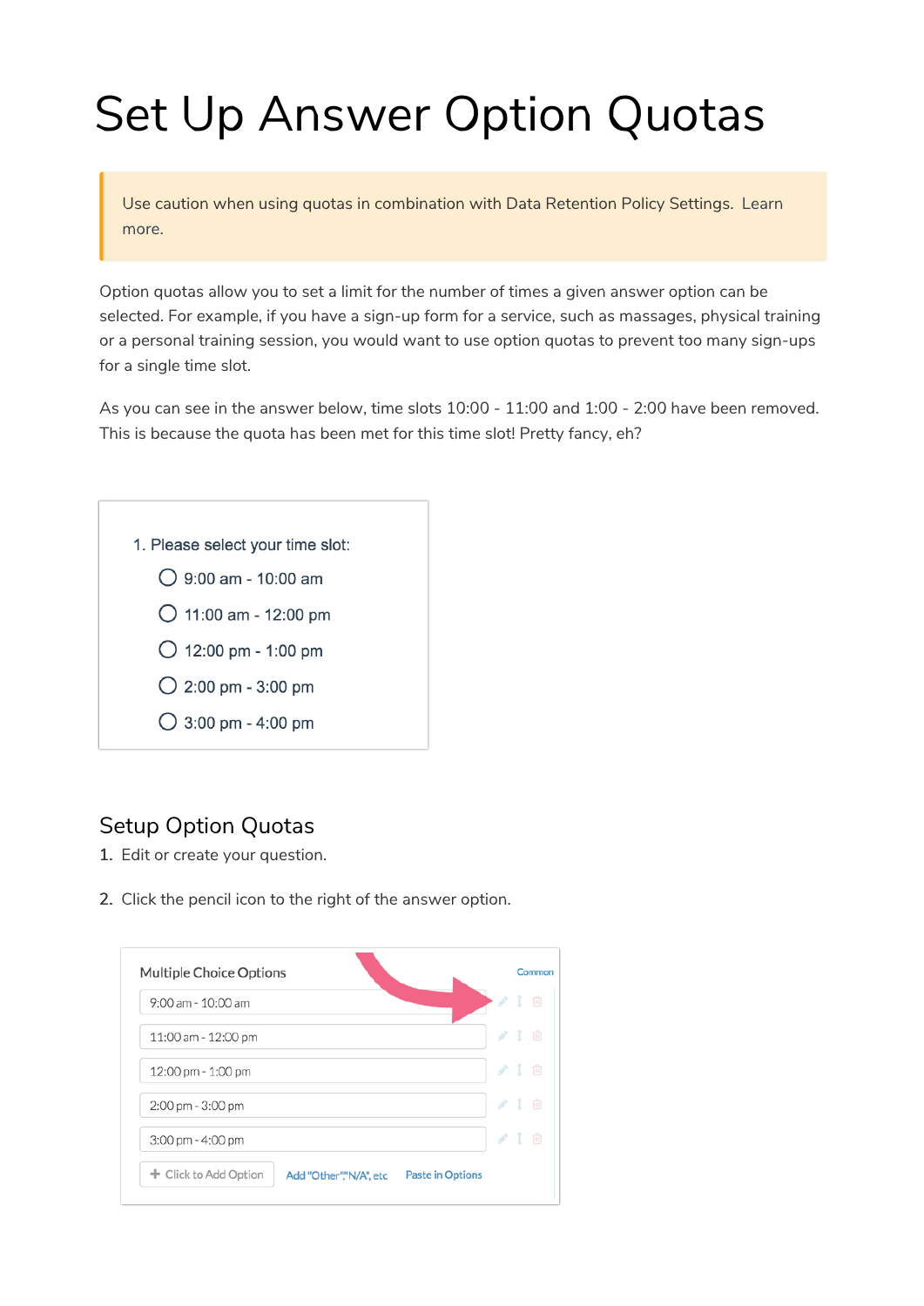# Set Up Answer Option Quotas

> Use caution when using quotas in combination with Data Retention Policy Settings. Learn more.

Option quotas allow you to set a limit for the number of times a given answer option can be selected. For example, if you have a sign-up form for a service, such as massages, physical training or a personal training session, you would want to use option quotas to prevent too many sign-ups for a single time slot.

As you can see in the answer below, time slots 10:00 - 11:00 and 1:00 - 2:00 have been removed. This is because the quota has been met for this time slot! Pretty fancy, eh?

1. Please select your time slot:
   - ○ 9:00 am - 10:00 am
   - ○ 11:00 am - 12:00 pm
   - ○ 12:00 pm - 1:00 pm
   - ○ 2:00 pm - 3:00 pm
   - ○ 3:00 pm - 4:00 pm

## Setup Option Quotas

1. Edit or create your question.
2. Click the pencil icon to the right of the answer option.

Multiple Choice Options — Common

- 9:00 am - 10:00 am
- 11:00 am - 12:00 pm
- 12:00 pm - 1:00 pm
- 2:00 pm - 3:00 pm
- 3:00 pm - 4:00 pm

+ Click to Add Option | Add "Other" "N/A", etc | Paste in Options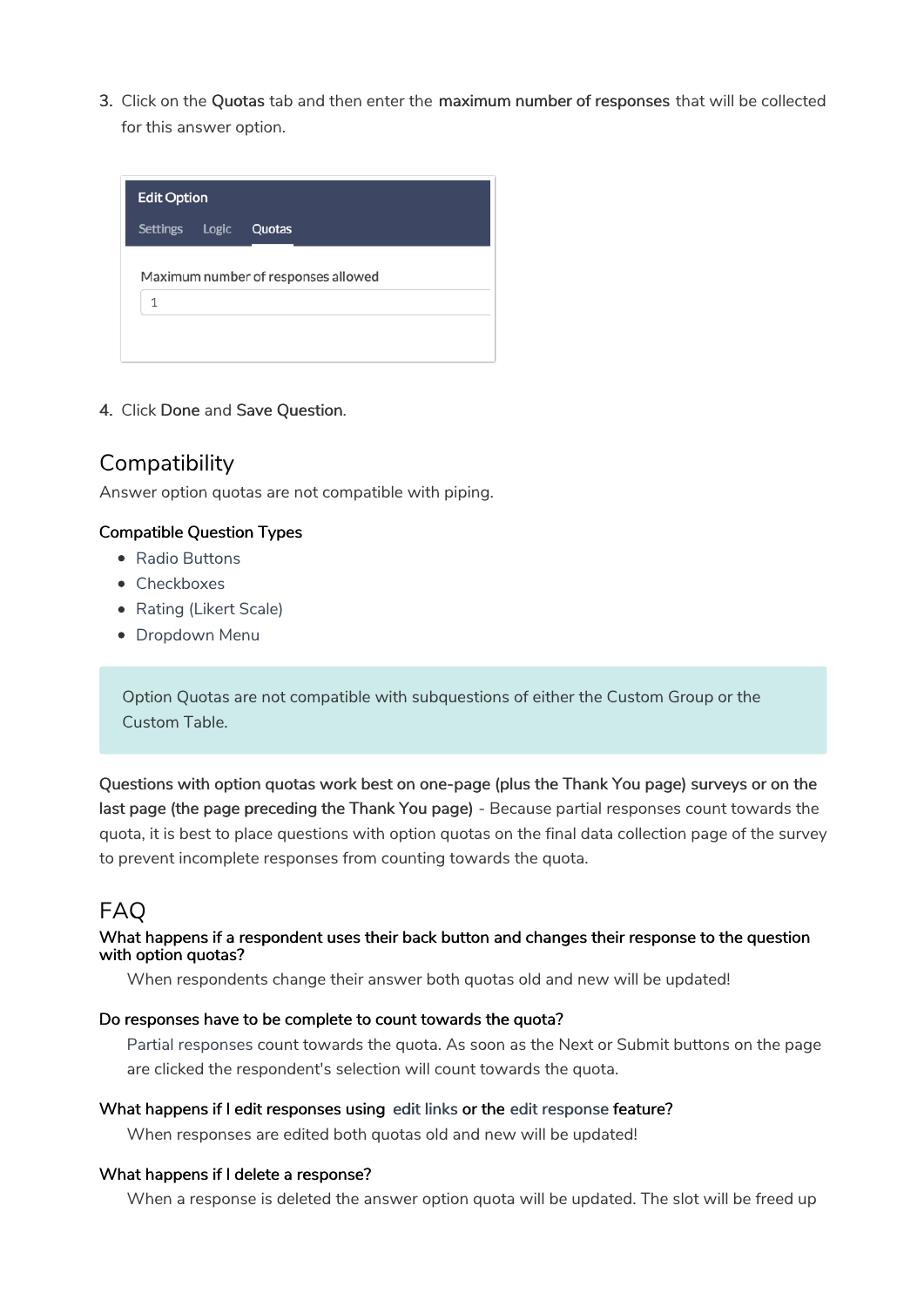3. Click on the **Quotas** tab and then enter the **maximum number of responses** that will be collected for this answer option.

4. Click **Done** and **Save Question**.

## Compatibility

Answer option quotas are not compatible with piping.

#### Compatible Question Types

- Radio Buttons
- Checkboxes
- Rating (Likert Scale)
- Dropdown Menu

> Option Quotas are not compatible with subquestions of either the Custom Group or the Custom Table.

**Questions with option quotas work best on one-page (plus the Thank You page) surveys or on the last page (the page preceding the Thank You page)** - Because partial responses count towards the quota, it is best to place questions with option quotas on the final data collection page of the survey to prevent incomplete responses from counting towards the quota.

## FAQ

#### What happens if a respondent uses their back button and changes their response to the question with option quotas?

When respondents change their answer both quotas old and new will be updated!

#### Do responses have to be complete to count towards the quota?

Partial responses count towards the quota. As soon as the Next or Submit buttons on the page are clicked the respondent's selection will count towards the quota.

#### What happens if I edit responses using edit links or the edit response feature?

When responses are edited both quotas old and new will be updated!

#### What happens if I delete a response?

When a response is deleted the answer option quota will be updated. The slot will be freed up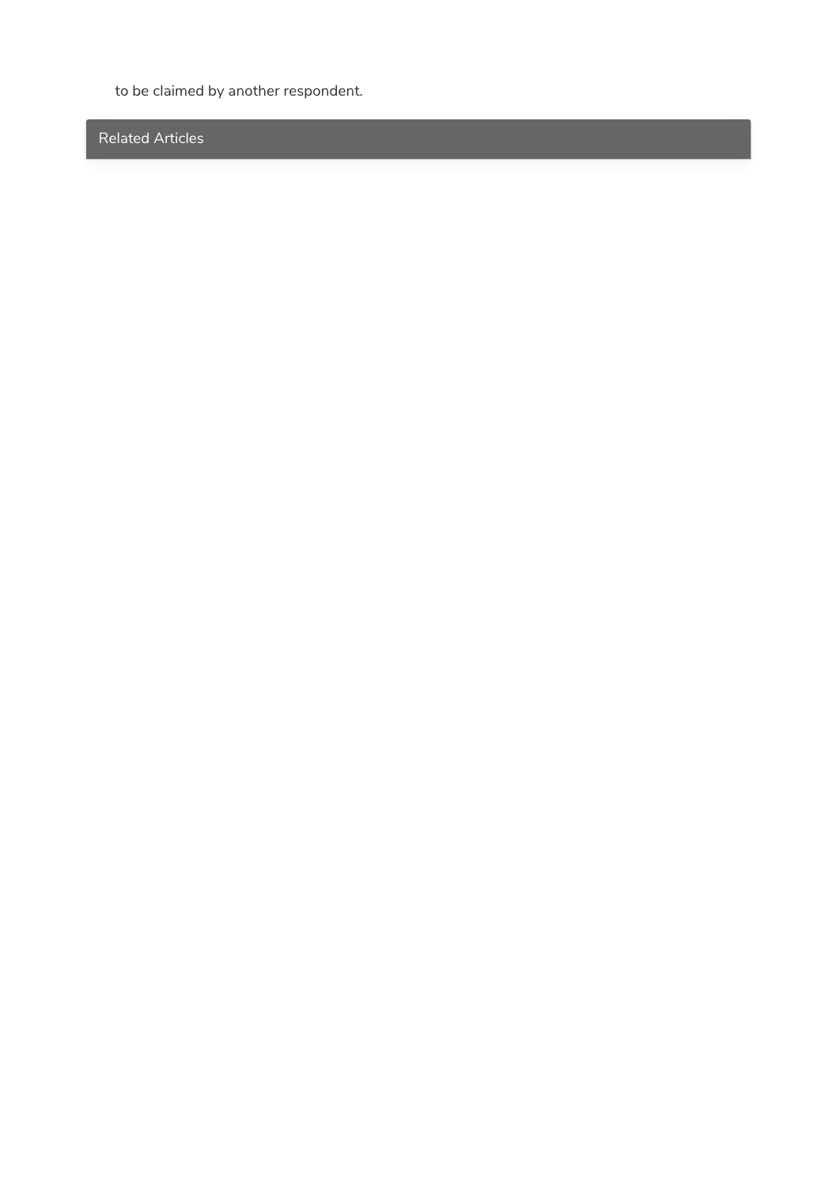to be claimed by another respondent.

## Related Articles